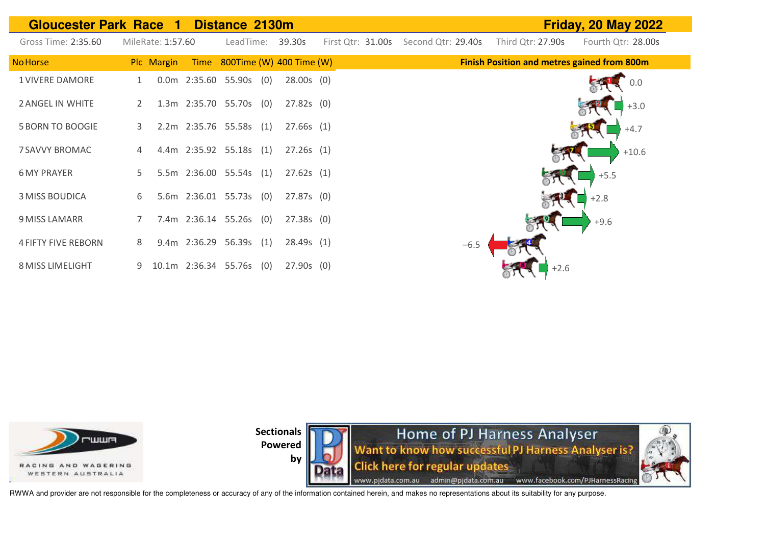## Gloucester Park Race 1 Distance 2130m — Friday, 20 May 2022

Gross Time: 2:35.60 | MileRate: 1:57.60 | LeadTime: 39.30s | First Qtr: 31.00s | Second Qtr: 29.40s | Third Qtr: 27.90s | Fourth Qtr: 28.00s

| No | Horse | Plc | Margin | Time | 800Time | (W) | 400 Time | (W) | Finish Position and metres gained from 800m |
|---|---|---|---|---|---|---|---|---|---|
| 1 | VIVERE DAMORE | 1 | 0.0m | 2:35.60 | 55.90s | (0) | 28.00s | (0) | 0.0 |
| 2 | ANGEL IN WHITE | 2 | 1.3m | 2:35.70 | 55.70s | (0) | 27.82s | (0) | +3.0 |
| 5 | BORN TO BOOGIE | 3 | 2.2m | 2:35.76 | 55.58s | (1) | 27.66s | (1) | +4.7 |
| 7 | SAVVY BROMAC | 4 | 4.4m | 2:35.92 | 55.18s | (1) | 27.26s | (1) | +10.6 |
| 6 | MY PRAYER | 5 | 5.5m | 2:36.00 | 55.54s | (1) | 27.62s | (1) | +5.5 |
| 3 | MISS BOUDICA | 6 | 5.6m | 2:36.01 | 55.73s | (0) | 27.87s | (0) | +2.8 |
| 9 | MISS LAMARR | 7 | 7.4m | 2:36.14 | 55.26s | (0) | 27.38s | (0) | +9.6 |
| 4 | FIFTY FIVE REBORN | 8 | 9.4m | 2:36.29 | 56.39s | (1) | 28.49s | (1) | −6.5 |
| 8 | MISS LIMELIGHT | 9 | 10.1m | 2:36.34 | 55.76s | (0) | 27.90s | (0) | +2.6 |

RWWA Racing and Wagering Western Australia

Sectionals Powered by PJ Data

Home of PJ Harness Analyser
Want to know how successful PJ Harness Analyser is?
Click here for regular updates
www.pjdata.com.au admin@pjdata.com.au www.facebook.com/PJHarnessRacing

RWWA and provider are not responsible for the completeness or accuracy of any of the information contained herein, and makes no representations about its suitability for any purpose.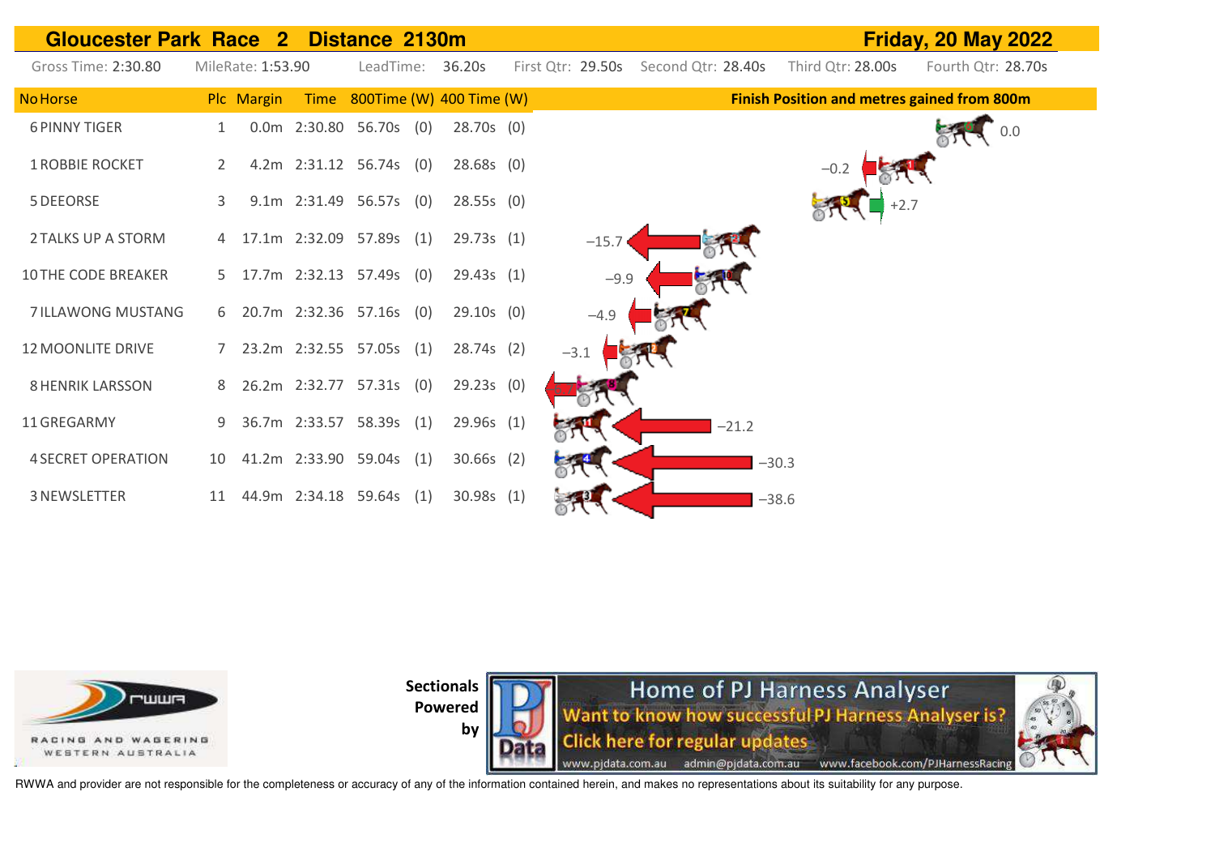# Gloucester Park Race 2 Distance 2130m — Friday, 20 May 2022

Gross Time: 2:30.80 | MileRate: 1:53.90 | LeadTime: 36.20s | First Qtr: 29.50s | Second Qtr: 28.40s | Third Qtr: 28.00s | Fourth Qtr: 28.70s

| No | Horse | Plc | Margin | Time | 800Time | (W) | 400 Time | (W) | Finish Position and metres gained from 800m |
|---|---|---|---|---|---|---|---|---|---|
| 6 | PINNY TIGER | 1 | 0.0m | 2:30.80 | 56.70s | (0) | 28.70s | (0) | 0.0 |
| 1 | ROBBIE ROCKET | 2 | 4.2m | 2:31.12 | 56.74s | (0) | 28.68s | (0) | −0.2 |
| 5 | DEEORSE | 3 | 9.1m | 2:31.49 | 56.57s | (0) | 28.55s | (0) | +2.7 |
| 2 | TALKS UP A STORM | 4 | 17.1m | 2:32.09 | 57.89s | (1) | 29.73s | (1) | −15.7 |
| 10 | THE CODE BREAKER | 5 | 17.7m | 2:32.13 | 57.49s | (0) | 29.43s | (1) | −9.9 |
| 7 | ILLAWONG MUSTANG | 6 | 20.7m | 2:32.36 | 57.16s | (0) | 29.10s | (0) | −4.9 |
| 12 | MOONLITE DRIVE | 7 | 23.2m | 2:32.55 | 57.05s | (1) | 28.74s | (2) | −3.1 |
| 8 | HENRIK LARSSON | 8 | 26.2m | 2:32.77 | 57.31s | (0) | 29.23s | (0) | |
| 11 | GREGARMY | 9 | 36.7m | 2:33.57 | 58.39s | (1) | 29.96s | (1) | −21.2 |
| 4 | SECRET OPERATION | 10 | 41.2m | 2:33.90 | 59.04s | (1) | 30.66s | (2) | −30.3 |
| 3 | NEWSLETTER | 11 | 44.9m | 2:34.18 | 59.64s | (1) | 30.98s | (1) | −38.6 |

RACING AND WAGERING WESTERN AUSTRALIA

Sectionals Powered by

Home of PJ Harness Analyser
Want to know how successful PJ Harness Analyser is?
Click here for regular updates
www.pjdata.com.au admin@pjdata.com.au www.facebook.com/PJHarnessRacing

RWWA and provider are not responsible for the completeness or accuracy of any of the information contained herein, and makes no representations about its suitability for any purpose.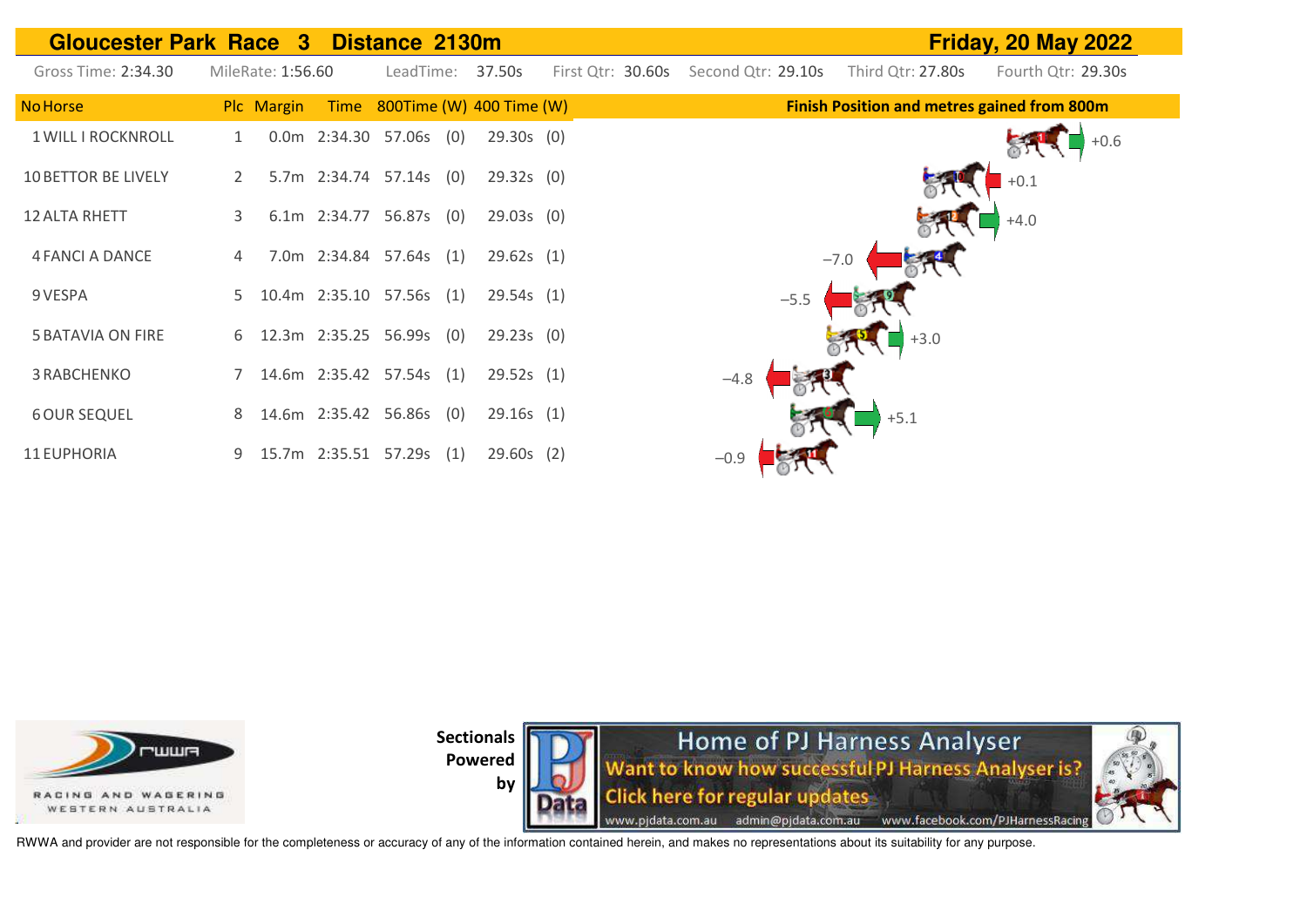# Gloucester Park Race 3 Distance 2130m

**Friday, 20 May 2022**

Gross Time: 2:34.30 | MileRate: 1:56.60 | LeadTime: 37.50s | First Qtr: 30.60s | Second Qtr: 29.10s | Third Qtr: 27.80s | Fourth Qtr: 29.30s

| No Horse | Plc | Margin | Time | 800Time (W) | 400 Time (W) | Finish Position and metres gained from 800m |
|---|---|---|---|---|---|---|
| 1 WILL I ROCKNROLL | 1 | 0.0m | 2:34.30 | 57.06s (0) | 29.30s (0) | +0.6 |
| 10 BETTOR BE LIVELY | 2 | 5.7m | 2:34.74 | 57.14s (0) | 29.32s (0) | +0.1 |
| 12 ALTA RHETT | 3 | 6.1m | 2:34.77 | 56.87s (0) | 29.03s (0) | +4.0 |
| 4 FANCI A DANCE | 4 | 7.0m | 2:34.84 | 57.64s (1) | 29.62s (1) | −7.0 |
| 9 VESPA | 5 | 10.4m | 2:35.10 | 57.56s (1) | 29.54s (1) | −5.5 |
| 5 BATAVIA ON FIRE | 6 | 12.3m | 2:35.25 | 56.99s (0) | 29.23s (0) | +3.0 |
| 3 RABCHENKO | 7 | 14.6m | 2:35.42 | 57.54s (1) | 29.52s (1) | −4.8 |
| 6 OUR SEQUEL | 8 | 14.6m | 2:35.42 | 56.86s (0) | 29.16s (1) | +5.1 |
| 11 EUPHORIA | 9 | 15.7m | 2:35.51 | 57.29s (1) | 29.60s (2) | −0.9 |

RACING AND WAGERING WESTERN AUSTRALIA

**Sectionals Powered by**

Home of PJ Harness Analyser
Want to know how successful PJ Harness Analyser is?
Click here for regular updates
www.pjdata.com.au admin@pjdata.com.au www.facebook.com/PJHarnessRacing

RWWA and provider are not responsible for the completeness or accuracy of any of the information contained herein, and makes no representations about its suitability for any purpose.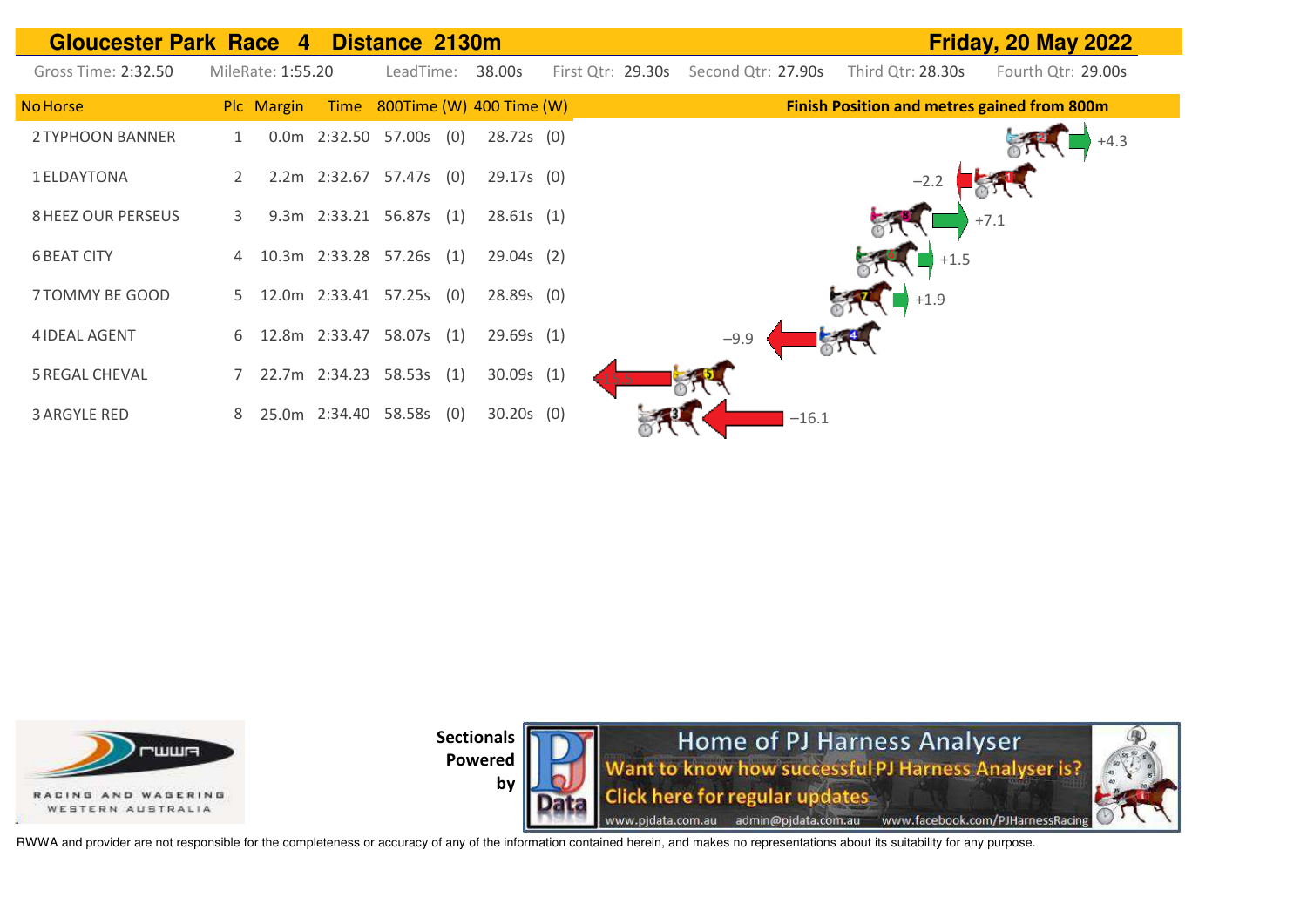# Gloucester Park Race 4 Distance 2130m

**Friday, 20 May 2022**

Gross Time: 2:32.50 MileRate: 1:55.20 LeadTime: 38.00s First Qtr: 29.30s Second Qtr: 27.90s Third Qtr: 28.30s Fourth Qtr: 29.00s

| No | Horse | Plc | Margin | Time | 800Time | (W) | 400 Time | (W) | Finish Position and metres gained from 800m |
|---|---|---|---|---|---|---|---|---|---|
| 2 | TYPHOON BANNER | 1 | 0.0m | 2:32.50 | 57.00s | (0) | 28.72s | (0) | +4.3 |
| 1 | ELDAYTONA | 2 | 2.2m | 2:32.67 | 57.47s | (0) | 29.17s | (0) | −2.2 |
| 8 | HEEZ OUR PERSEUS | 3 | 9.3m | 2:33.21 | 56.87s | (1) | 28.61s | (1) | +7.1 |
| 6 | BEAT CITY | 4 | 10.3m | 2:33.28 | 57.26s | (1) | 29.04s | (2) | +1.5 |
| 7 | TOMMY BE GOOD | 5 | 12.0m | 2:33.41 | 57.25s | (0) | 28.89s | (0) | +1.9 |
| 4 | IDEAL AGENT | 6 | 12.8m | 2:33.47 | 58.07s | (1) | 29.69s | (1) | −9.9 |
| 5 | REGAL CHEVAL | 7 | 22.7m | 2:34.23 | 58.53s | (1) | 30.09s | (1) | |
| 3 | ARGYLE RED | 8 | 25.0m | 2:34.40 | 58.58s | (0) | 30.20s | (0) | −16.1 |

RACING AND WAGERING WESTERN AUSTRALIA

Sectionals Powered by

Home of PJ Harness Analyser
Want to know how successful PJ Harness Analyser is?
Click here for regular updates
www.pjdata.com.au admin@pjdata.com.au www.facebook.com/PJHarnessRacing

RWWA and provider are not responsible for the completeness or accuracy of any of the information contained herein, and makes no representations about its suitability for any purpose.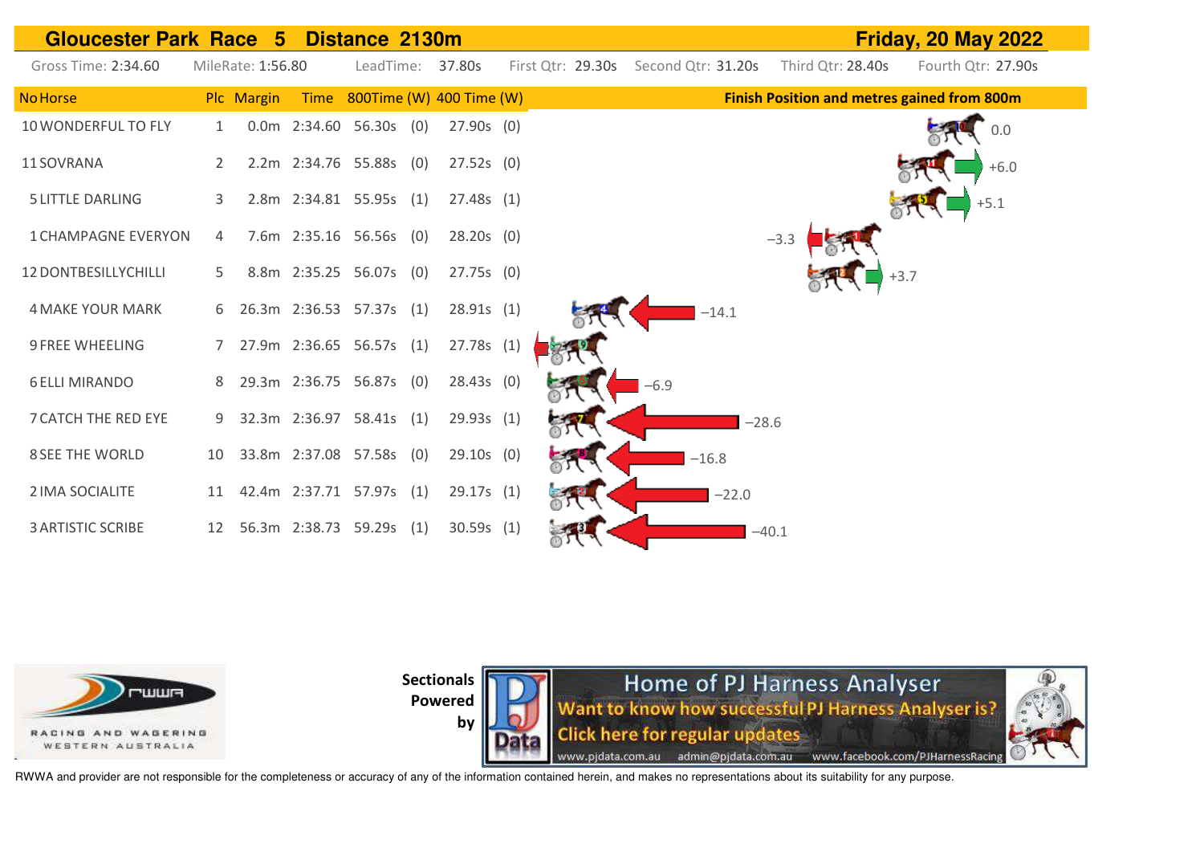# Gloucester Park Race 5 Distance 2130m — Friday, 20 May 2022

Gross Time: 2:34.60 | MileRate: 1:56.80 | LeadTime: 37.80s | First Qtr: 29.30s | Second Qtr: 31.20s | Third Qtr: 28.40s | Fourth Qtr: 27.90s

| No | Horse | Plc | Margin | Time | 800Time | (W) | 400 Time | (W) | Finish Position and metres gained from 800m |
|---|---|---|---|---|---|---|---|---|---|
| 10 | WONDERFUL TO FLY | 1 | 0.0m | 2:34.60 | 56.30s | (0) | 27.90s | (0) | 0.0 |
| 11 | SOVRANA | 2 | 2.2m | 2:34.76 | 55.88s | (0) | 27.52s | (0) | +6.0 |
| 5 | LITTLE DARLING | 3 | 2.8m | 2:34.81 | 55.95s | (1) | 27.48s | (1) | +5.1 |
| 1 | CHAMPAGNE EVERYON | 4 | 7.6m | 2:35.16 | 56.56s | (0) | 28.20s | (0) | −3.3 |
| 12 | DONTBESILLYCHILLI | 5 | 8.8m | 2:35.25 | 56.07s | (0) | 27.75s | (0) | +3.7 |
| 4 | MAKE YOUR MARK | 6 | 26.3m | 2:36.53 | 57.37s | (1) | 28.91s | (1) | −14.1 |
| 9 | FREE WHEELING | 7 | 27.9m | 2:36.65 | 56.57s | (1) | 27.78s | (1) | |
| 6 | ELLI MIRANDO | 8 | 29.3m | 2:36.75 | 56.87s | (0) | 28.43s | (0) | −6.9 |
| 7 | CATCH THE RED EYE | 9 | 32.3m | 2:36.97 | 58.41s | (1) | 29.93s | (1) | −28.6 |
| 8 | SEE THE WORLD | 10 | 33.8m | 2:37.08 | 57.58s | (0) | 29.10s | (0) | −16.8 |
| 2 | IMA SOCIALITE | 11 | 42.4m | 2:37.71 | 57.97s | (1) | 29.17s | (1) | −22.0 |
| 3 | ARTISTIC SCRIBE | 12 | 56.3m | 2:38.73 | 59.29s | (1) | 30.59s | (1) | −40.1 |

RWWA Racing and Wagering Western Australia

Sectionals Powered by PJ Data — Home of PJ Harness Analyser. Want to know how successful PJ Harness Analyser is? Click here for regular updates. www.pjdata.com.au admin@pjdata.com.au www.facebook.com/PJHarnessRacing

RWWA and provider are not responsible for the completeness or accuracy of any of the information contained herein, and makes no representations about its suitability for any purpose.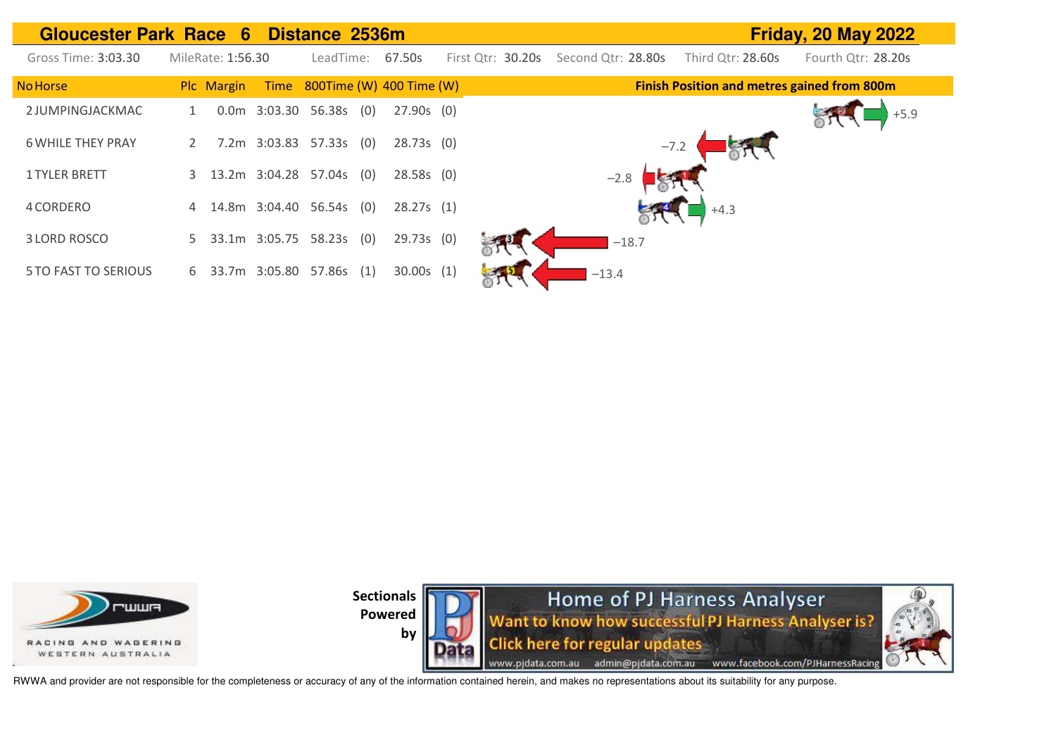## Gloucester Park Race 6 Distance 2536m

**Friday, 20 May 2022**

Gross Time: 3:03.30 | MileRate: 1:56.30 | LeadTime: 67.50s | First Qtr: 30.20s | Second Qtr: 28.80s | Third Qtr: 28.60s | Fourth Qtr: 28.20s

| No | Horse | Plc | Margin | Time | 800Time (W) | | 400 Time (W) | | Finish Position and metres gained from 800m |
|---|---|---|---|---|---|---|---|---|---|
| 2 | JUMPINGJACKMAC | 1 | 0.0m | 3:03.30 | 56.38s | (0) | 27.90s | (0) | +5.9 |
| 6 | WHILE THEY PRAY | 2 | 7.2m | 3:03.83 | 57.33s | (0) | 28.73s | (0) | −7.2 |
| 1 | TYLER BRETT | 3 | 13.2m | 3:04.28 | 57.04s | (0) | 28.58s | (0) | −2.8 |
| 4 | CORDERO | 4 | 14.8m | 3:04.40 | 56.54s | (0) | 28.27s | (1) | +4.3 |
| 3 | LORD ROSCO | 5 | 33.1m | 3:05.75 | 58.23s | (0) | 29.73s | (0) | −18.7 |
| 5 | TO FAST TO SERIOUS | 6 | 33.7m | 3:05.80 | 57.86s | (1) | 30.00s | (1) | −13.4 |

RACING AND WAGERING WESTERN AUSTRALIA

Sectionals Powered by

Home of PJ Harness Analyser
Want to know how successful PJ Harness Analyser is?
Click here for regular updates
www.pjdata.com.au admin@pjdata.com.au www.facebook.com/PJHarnessRacing

RWWA and provider are not responsible for the completeness or accuracy of any of the information contained herein, and makes no representations about its suitability for any purpose.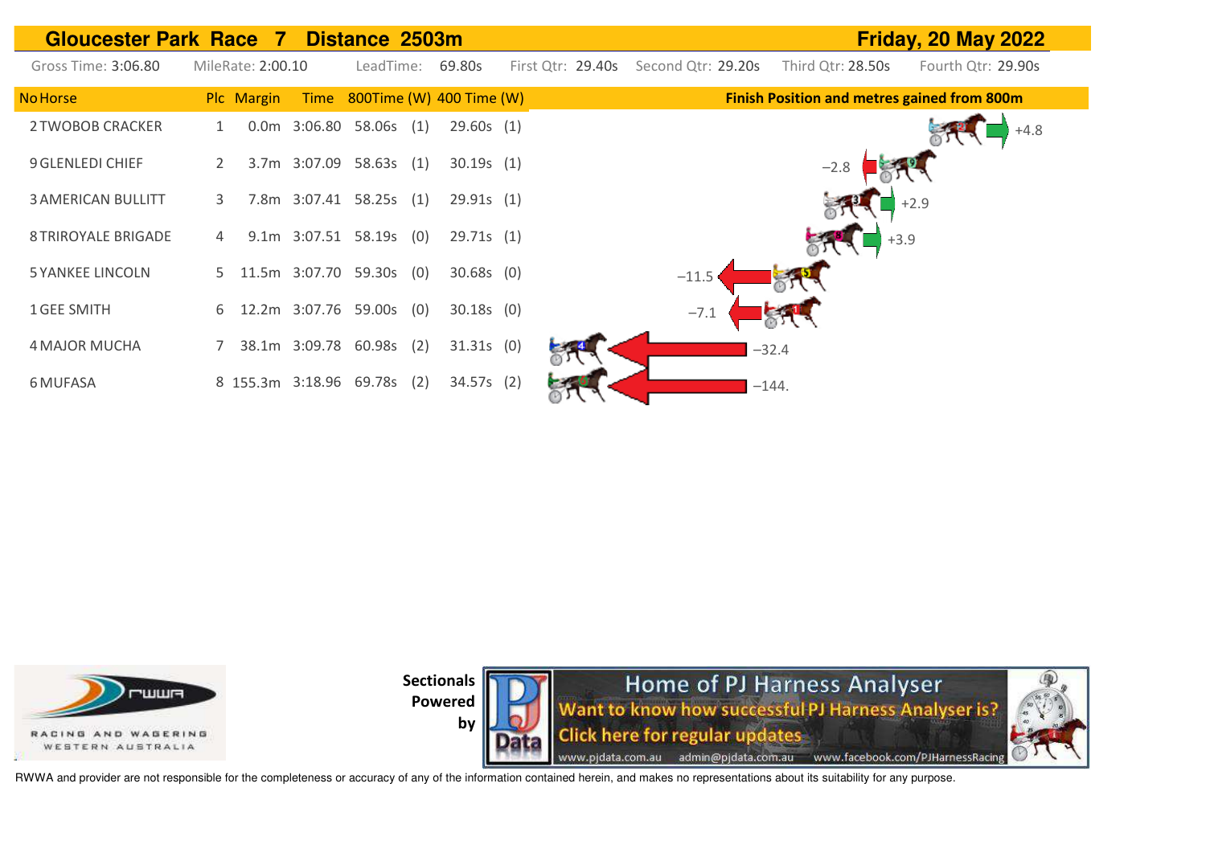# Gloucester Park Race 7 Distance 2503m

**Friday, 20 May 2022**

Gross Time: 3:06.80 | MileRate: 2:00.10 | LeadTime: 69.80s | First Qtr: 29.40s | Second Qtr: 29.20s | Third Qtr: 28.50s | Fourth Qtr: 29.90s

| No | Horse | Plc | Margin | Time | 800Time (W) | | 400 Time (W) | | Finish Position and metres gained from 800m |
|---|---|---|---|---|---|---|---|---|---|
| 2 | TWOBOB CRACKER | 1 | 0.0m | 3:06.80 | 58.06s | (1) | 29.60s | (1) | +4.8 |
| 9 | GLENLEDI CHIEF | 2 | 3.7m | 3:07.09 | 58.63s | (1) | 30.19s | (1) | −2.8 |
| 3 | AMERICAN BULLITT | 3 | 7.8m | 3:07.41 | 58.25s | (1) | 29.91s | (1) | +2.9 |
| 8 | TRIROYALE BRIGADE | 4 | 9.1m | 3:07.51 | 58.19s | (0) | 29.71s | (1) | +3.9 |
| 5 | YANKEE LINCOLN | 5 | 11.5m | 3:07.70 | 59.30s | (0) | 30.68s | (0) | −11.5 |
| 1 | GEE SMITH | 6 | 12.2m | 3:07.76 | 59.00s | (0) | 30.18s | (0) | −7.1 |
| 4 | MAJOR MUCHA | 7 | 38.1m | 3:09.78 | 60.98s | (2) | 31.31s | (0) | −32.4 |
| 6 | MUFASA | 8 | 155.3m | 3:18.96 | 69.78s | (2) | 34.57s | (2) | −144. |

RACING AND WAGERING WESTERN AUSTRALIA

Sectionals Powered by

Home of PJ Harness Analyser
Want to know how successful PJ Harness Analyser is?
Click here for regular updates
www.pjdata.com.au admin@pjdata.com.au www.facebook.com/PJHarnessRacing

RWWA and provider are not responsible for the completeness or accuracy of any of the information contained herein, and makes no representations about its suitability for any purpose.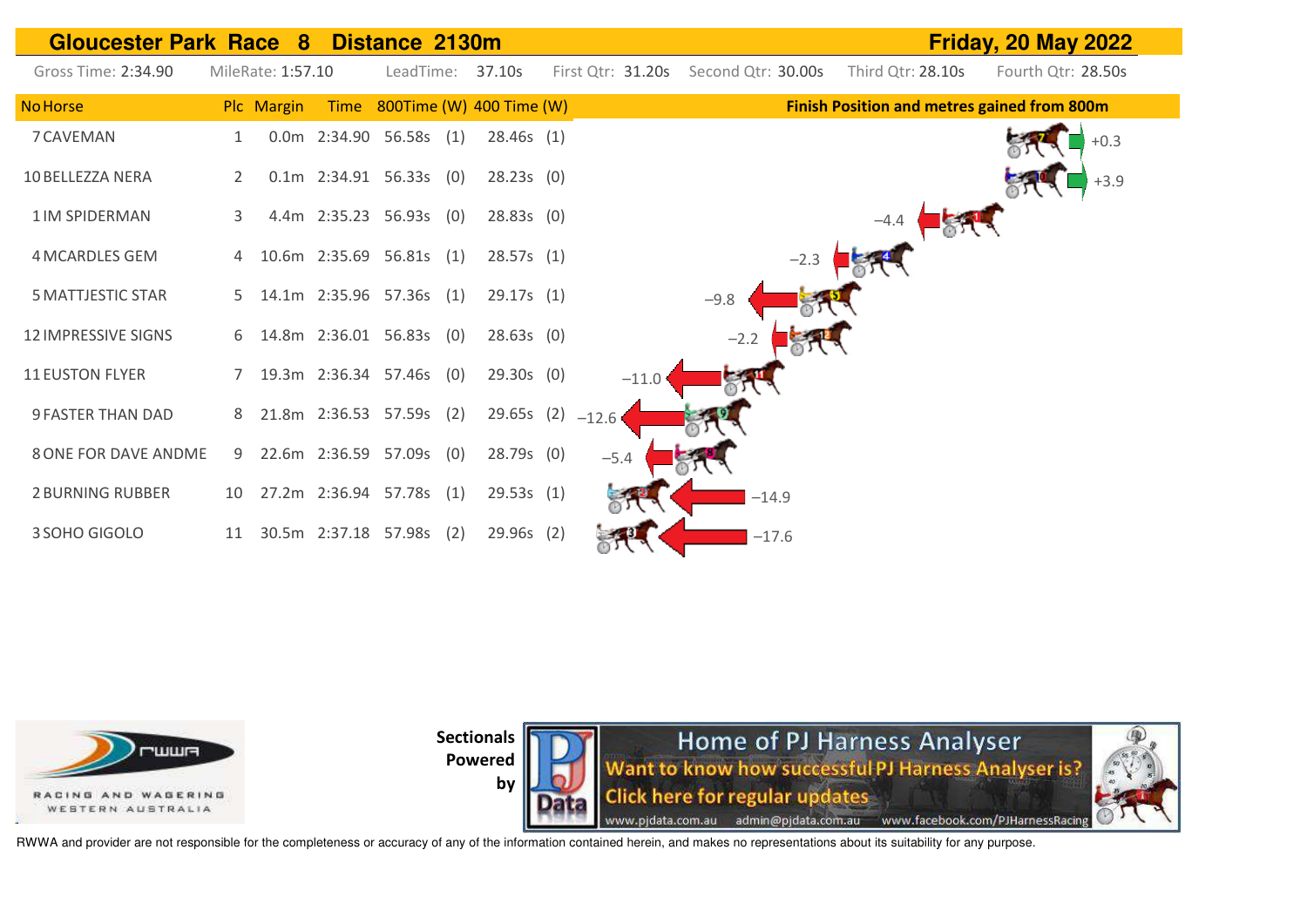# Gloucester Park Race 8 Distance 2130m — Friday, 20 May 2022

Gross Time: 2:34.90 | MileRate: 1:57.10 | LeadTime: 37.10s | First Qtr: 31.20s | Second Qtr: 30.00s | Third Qtr: 28.10s | Fourth Qtr: 28.50s

| No | Horse | Plc | Margin | Time | 800Time | (W) | 400 Time | (W) | Finish Position and metres gained from 800m |
|---|---|---|---|---|---|---|---|---|---|
| 7 | CAVEMAN | 1 | 0.0m | 2:34.90 | 56.58s | (1) | 28.46s | (1) | +0.3 |
| 10 | BELLEZZA NERA | 2 | 0.1m | 2:34.91 | 56.33s | (0) | 28.23s | (0) | +3.9 |
| 1 | IM SPIDERMAN | 3 | 4.4m | 2:35.23 | 56.93s | (0) | 28.83s | (0) | −4.4 |
| 4 | MCARDLES GEM | 4 | 10.6m | 2:35.69 | 56.81s | (1) | 28.57s | (1) | −2.3 |
| 5 | MATTJESTIC STAR | 5 | 14.1m | 2:35.96 | 57.36s | (1) | 29.17s | (1) | −9.8 |
| 12 | IMPRESSIVE SIGNS | 6 | 14.8m | 2:36.01 | 56.83s | (0) | 28.63s | (0) | −2.2 |
| 11 | EUSTON FLYER | 7 | 19.3m | 2:36.34 | 57.46s | (0) | 29.30s | (0) | −11.0 |
| 9 | FASTER THAN DAD | 8 | 21.8m | 2:36.53 | 57.59s | (2) | 29.65s | (2) | −12.6 |
| 8 | ONE FOR DAVE ANDME | 9 | 22.6m | 2:36.59 | 57.09s | (0) | 28.79s | (0) | −5.4 |
| 2 | BURNING RUBBER | 10 | 27.2m | 2:36.94 | 57.78s | (1) | 29.53s | (1) | −14.9 |
| 3 | SOHO GIGOLO | 11 | 30.5m | 2:37.18 | 57.98s | (2) | 29.96s | (2) | −17.6 |

RACING AND WAGERING WESTERN AUSTRALIA

**Sectionals Powered by**

PJ Data — Home of PJ Harness Analyser. Want to know how successful PJ Harness Analyser is? Click here for regular updates. www.pjdata.com.au admin@pjdata.com.au www.facebook.com/PJHarnessRacing

RWWA and provider are not responsible for the completeness or accuracy of any of the information contained herein, and makes no representations about its suitability for any purpose.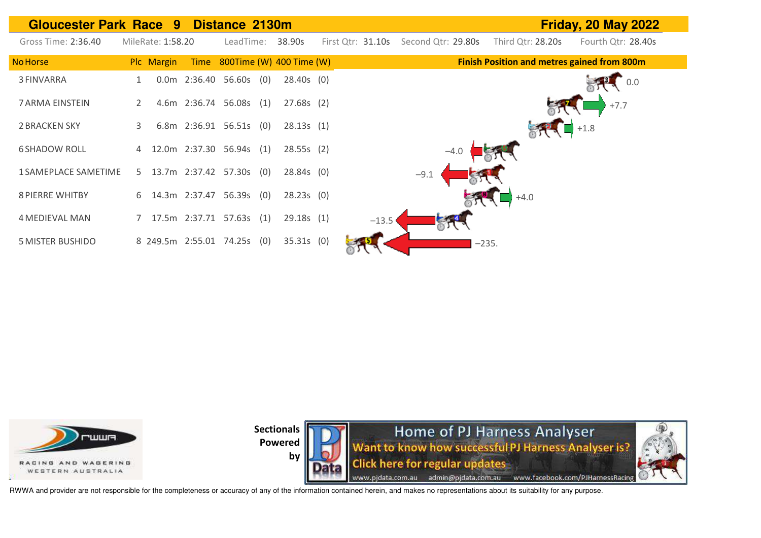# Gloucester Park Race 9 Distance 2130m

**Friday, 20 May 2022**

Gross Time: 2:36.40 | MileRate: 1:58.20 | LeadTime: 38.90s | First Qtr: 31.10s | Second Qtr: 29.80s | Third Qtr: 28.20s | Fourth Qtr: 28.40s

| No Horse | Plc | Margin | Time | 800Time (W) | | 400 Time (W) | | Finish Position and metres gained from 800m |
|---|---|---|---|---|---|---|---|---|
| 3 FINVARRA | 1 | 0.0m | 2:36.40 | 56.60s | (0) | 28.40s | (0) | 0.0 |
| 7 ARMA EINSTEIN | 2 | 4.6m | 2:36.74 | 56.08s | (1) | 27.68s | (2) | +7.7 |
| 2 BRACKEN SKY | 3 | 6.8m | 2:36.91 | 56.51s | (0) | 28.13s | (1) | +1.8 |
| 6 SHADOW ROLL | 4 | 12.0m | 2:37.30 | 56.94s | (1) | 28.55s | (2) | −4.0 |
| 1 SAMEPLACE SAMETIME | 5 | 13.7m | 2:37.42 | 57.30s | (0) | 28.84s | (0) | −9.1 |
| 8 PIERRE WHITBY | 6 | 14.3m | 2:37.47 | 56.39s | (0) | 28.23s | (0) | +4.0 |
| 4 MEDIEVAL MAN | 7 | 17.5m | 2:37.71 | 57.63s | (1) | 29.18s | (1) | −13.5 |
| 5 MISTER BUSHIDO | 8 | 249.5m | 2:55.01 | 74.25s | (0) | 35.31s | (0) | −235. |

RACING AND WAGERING WESTERN AUSTRALIA

Sectionals Powered by

Home of PJ Harness Analyser
Want to know how successful PJ Harness Analyser is?
Click here for regular updates
www.pjdata.com.au admin@pjdata.com.au www.facebook.com/PJHarnessRacing

RWWA and provider are not responsible for the completeness or accuracy of any of the information contained herein, and makes no representations about its suitability for any purpose.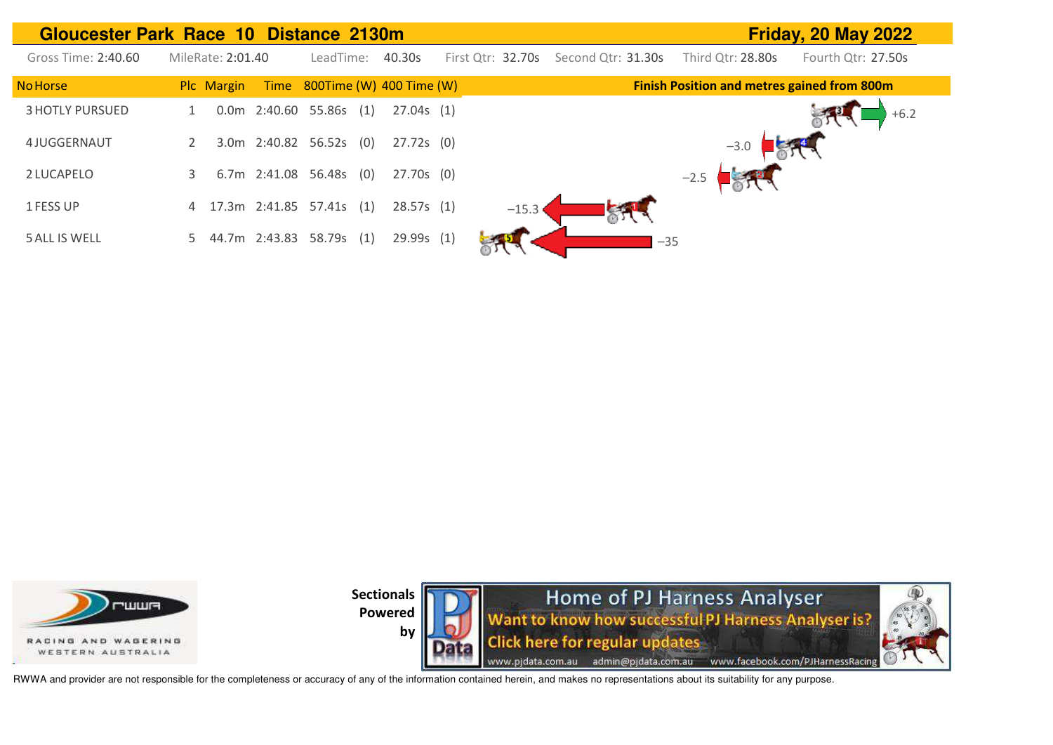## Gloucester Park Race 10 Distance 2130m

**Friday, 20 May 2022**

Gross Time: 2:40.60 MileRate: 2:01.40 LeadTime: 40.30s First Qtr: 32.70s Second Qtr: 31.30s Third Qtr: 28.80s Fourth Qtr: 27.50s

| No Horse | Plc | Margin | Time | 800Time (W) | | 400 Time (W) | |
|---|---|---|---|---|---|---|---|
| 3 HOTLY PURSUED | 1 | 0.0m | 2:40.60 | 55.86s | (1) | 27.04s | (1) |
| 4 JUGGERNAUT | 2 | 3.0m | 2:40.82 | 56.52s | (0) | 27.72s | (0) |
| 2 LUCAPELO | 3 | 6.7m | 2:41.08 | 56.48s | (0) | 27.70s | (0) |
| 1 FESS UP | 4 | 17.3m | 2:41.85 | 57.41s | (1) | 28.57s | (1) |
| 5 ALL IS WELL | 5 | 44.7m | 2:43.83 | 58.79s | (1) | 29.99s | (1) |

**Finish Position and metres gained from 800m**

+6.2
−3.0
−2.5
−15.3
−35

Sectionals Powered by

Home of PJ Harness Analyser

Want to know how successful PJ Harness Analyser is?

Click here for regular updates

www.pjdata.com.au admin@pjdata.com.au www.facebook.com/PJHarnessRacing

RWWA and provider are not responsible for the completeness or accuracy of any of the information contained herein, and makes no representations about its suitability for any purpose.